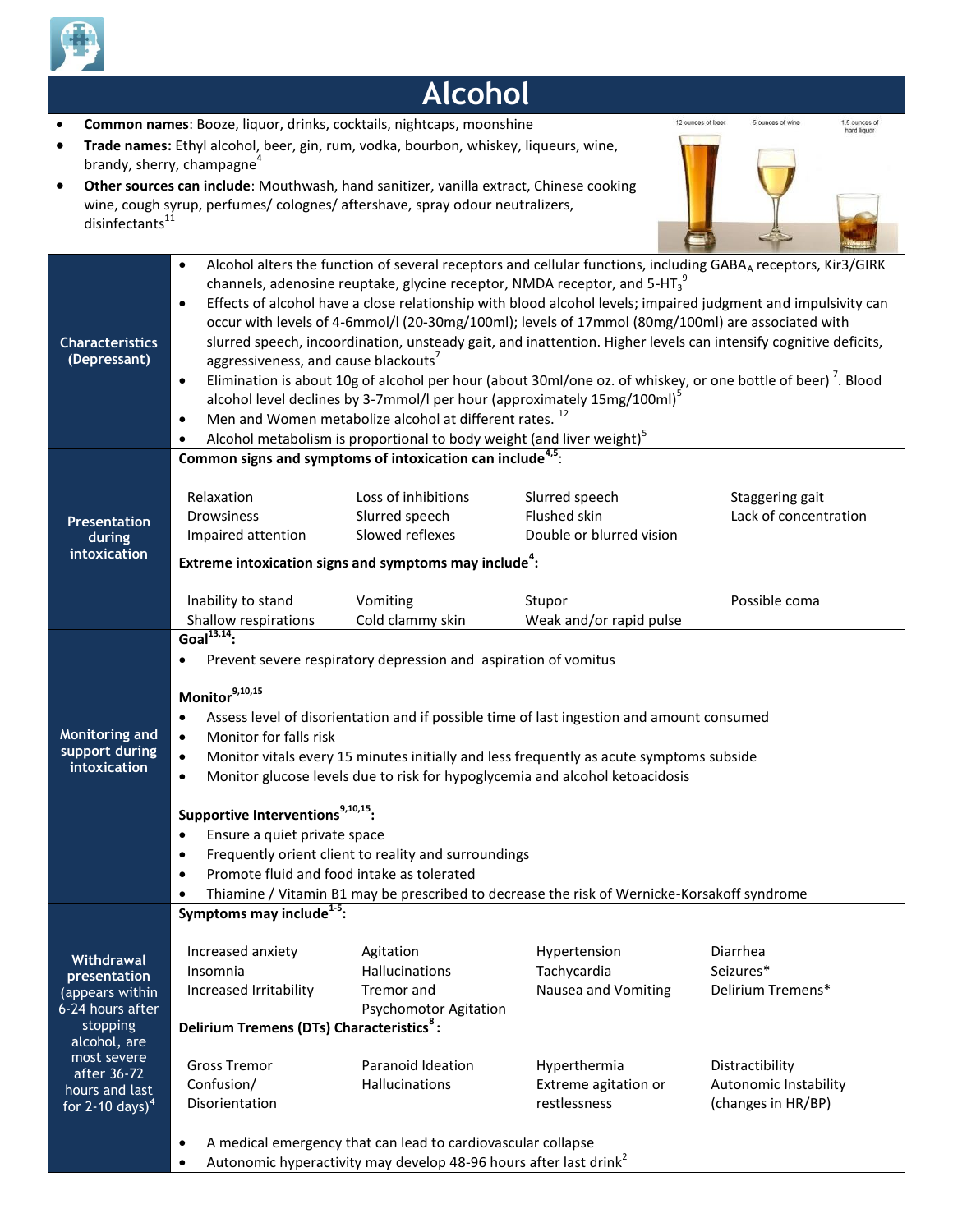# Alcohol

- **Common names**: Booze, liquor, drinks, cocktails, nightcaps, moonshine
- **Trade names:** Ethyl alcohol, beer, gin, rum, vodka, bourbon, whiskey, liqueurs, wine, brandy, sherry, champagne[4]
- **Other sources can include**: Mouthwash, hand sanitizer, vanilla extract, Chinese cooking wine, cough syrup, perfumes/ colognes/ aftershave, spray odour neutralizers, disinfectants[11]

12 ounces of beer | 5 ounces of wine | 1.5 ounces of hard liquor

## Characteristics (Depressant)

- Alcohol alters the function of several receptors and cellular functions, including $GABA_A$ receptors, Kir3/GIRK channels, adenosine reuptake, glycine receptor, NMDA receptor, and $5\text{-}HT_3$[9]
- Effects of alcohol have a close relationship with blood alcohol levels; impaired judgment and impulsivity can occur with levels of 4-6mmol/l (20-30mg/100ml); levels of 17mmol (80mg/100ml) are associated with slurred speech, incoordination, unsteady gait, and inattention. Higher levels can intensify cognitive deficits, aggressiveness, and cause blackouts[7]
- Elimination is about 10g of alcohol per hour (about 30ml/one oz. of whiskey, or one bottle of beer) [7]. Blood alcohol level declines by 3-7mmol/l per hour (approximately 15mg/100ml)[5]
- Men and Women metabolize alcohol at different rates. [12]
- Alcohol metabolism is proportional to body weight (and liver weight)[5]

## Presentation during intoxication

**Common signs and symptoms of intoxication can include[4,5]:**

| | | | |
|---|---|---|---|
| Relaxation | Loss of inhibitions | Slurred speech | Staggering gait |
| Drowsiness | Slurred speech | Flushed skin | Lack of concentration |
| Impaired attention | Slowed reflexes | Double or blurred vision | |

**Extreme intoxication signs and symptoms may include[4]:**

| | | | |
|---|---|---|---|
| Inability to stand | Vomiting | Stupor | Possible coma |
| Shallow respirations | Cold clammy skin | Weak and/or rapid pulse | |

## Monitoring and support during intoxication

**Goal[13,14]:**

- Prevent severe respiratory depression and aspiration of vomitus

**Monitor[9,10,15]**

- Assess level of disorientation and if possible time of last ingestion and amount consumed
- Monitor for falls risk
- Monitor vitals every 15 minutes initially and less frequently as acute symptoms subside
- Monitor glucose levels due to risk for hypoglycemia and alcohol ketoacidosis

**Supportive Interventions[9,10,15]:**

- Ensure a quiet private space
- Frequently orient client to reality and surroundings
- Promote fluid and food intake as tolerated
- Thiamine / Vitamin B1 may be prescribed to decrease the risk of Wernicke-Korsakoff syndrome

## Withdrawal presentation (appears within 6-24 hours after stopping alcohol, are most severe after 36-72 hours and last for 2-10 days)[4]

**Symptoms may include[1-5]:**

| | | | |
|---|---|---|---|
| Increased anxiety | Agitation | Hypertension | Diarrhea |
| Insomnia | Hallucinations | Tachycardia | Seizures* |
| Increased Irritability | Tremor and Psychomotor Agitation | Nausea and Vomiting | Delirium Tremens* |

**Delirium Tremens (DTs) Characteristics[8]:**

| | | | |
|---|---|---|---|
| Gross Tremor | Paranoid Ideation | Hyperthermia | Distractibility |
| Confusion/ Disorientation | Hallucinations | Extreme agitation or restlessness | Autonomic Instability (changes in HR/BP) |

- A medical emergency that can lead to cardiovascular collapse
- Autonomic hyperactivity may develop 48-96 hours after last drink[2]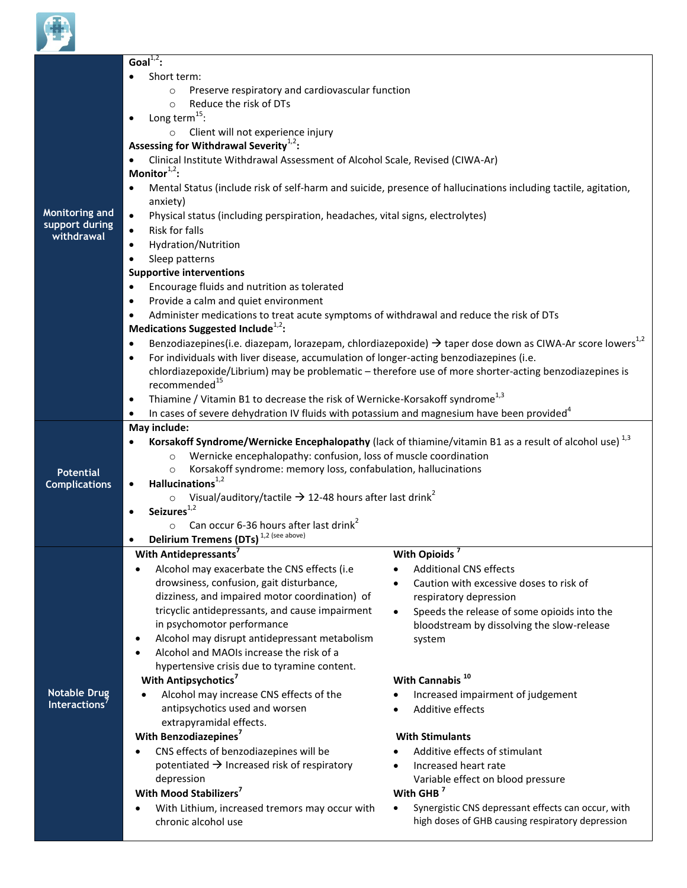| | |
|---|---|
| **Monitoring and support during withdrawal** | **Goal**[1,2]:<br>• Short term:<br>  ○ Preserve respiratory and cardiovascular function<br>  ○ Reduce the risk of DTs<br>• Long term[15]:<br>  ○ Client will not experience injury<br>**Assessing for Withdrawal Severity**[1,2]**:**<br>• Clinical Institute Withdrawal Assessment of Alcohol Scale, Revised (CIWA-Ar)<br>**Monitor**[1,2]**:**<br>• Mental Status (include risk of self-harm and suicide, presence of hallucinations including tactile, agitation, anxiety)<br>• Physical status (including perspiration, headaches, vital signs, electrolytes)<br>• Risk for falls<br>• Hydration/Nutrition<br>• Sleep patterns<br>**Supportive interventions**<br>• Encourage fluids and nutrition as tolerated<br>• Provide a calm and quiet environment<br>• Administer medications to treat acute symptoms of withdrawal and reduce the risk of DTs<br>**Medications Suggested Include**[1,2]**:**<br>• Benzodiazepines(i.e. diazepam, lorazepam, chlordiazepoxide) → taper dose down as CIWA-Ar score lowers[1,2]<br>• For individuals with liver disease, accumulation of longer-acting benzodiazepines (i.e. chlordiazepoxide/Librium) may be problematic – therefore use of more shorter-acting benzodiazepines is recommended[15]<br>• Thiamine / Vitamin B1 to decrease the risk of Wernicke-Korsakoff syndrome[1,3]<br>• In cases of severe dehydration IV fluids with potassium and magnesium have been provided[4] |
| **Potential Complications** | **May include:**<br>• **Korsakoff Syndrome/Wernicke Encephalopathy** (lack of thiamine/vitamin B1 as a result of alcohol use) [1,3]<br>  ○ Wernicke encephalopathy: confusion, loss of muscle coordination<br>  ○ Korsakoff syndrome: memory loss, confabulation, hallucinations<br>• **Hallucinations**[1,2]<br>  ○ Visual/auditory/tactile → 12-48 hours after last drink[2]<br>• **Seizures**[1,2]<br>  ○ Can occur 6-36 hours after last drink[2]<br>• **Delirium Tremens (DTs)** [1,2 (see above)] |
| **Notable Drug Interactions**[7] | **With Antidepressants**[7]<br>• Alcohol may exacerbate the CNS effects (i.e drowsiness, confusion, gait disturbance, dizziness, and impaired motor coordination) of tricyclic antidepressants, and cause impairment in psychomotor performance<br>• Alcohol may disrupt antidepressant metabolism<br>• Alcohol and MAOIs increase the risk of a hypertensive crisis due to tyramine content.<br>**With Antipsychotics**[7]<br>• Alcohol may increase CNS effects of the antipsychotics used and worsen extrapyramidal effects.<br>**With Benzodiazepines**[7]<br>• CNS effects of benzodiazepines will be potentiated → Increased risk of respiratory depression<br>**With Mood Stabilizers**[7]<br>• With Lithium, increased tremors may occur with chronic alcohol use<br>**With Opioids** [7]<br>• Additional CNS effects<br>• Caution with excessive doses to risk of respiratory depression<br>• Speeds the release of some opioids into the bloodstream by dissolving the slow-release system<br>**With Cannabis** [10]<br>• Increased impairment of judgement<br>• Additive effects<br>**With Stimulants**<br>• Additive effects of stimulant<br>• Increased heart rate<br>  Variable effect on blood pressure<br>**With GHB** [7]<br>• Synergistic CNS depressant effects can occur, with high doses of GHB causing respiratory depression |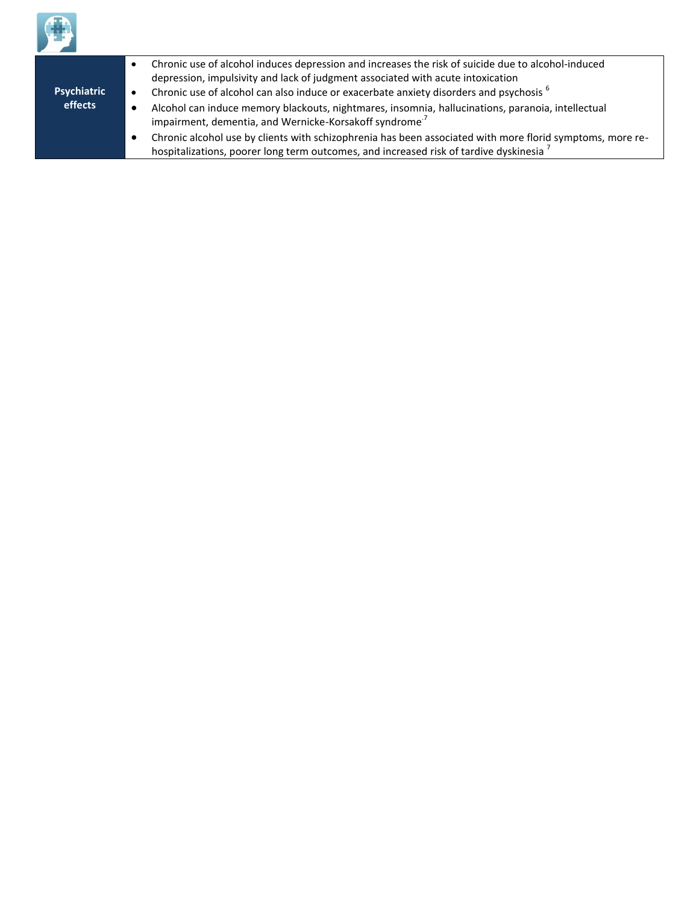| Psychiatric effects | <ul><li>Chronic use of alcohol induces depression and increases the risk of suicide due to alcohol-induced depression, impulsivity and lack of judgment associated with acute intoxication</li><li>Chronic use of alcohol can also induce or exacerbate anxiety disorders and psychosis [6]</li><li>Alcohol can induce memory blackouts, nightmares, insomnia, hallucinations, paranoia, intellectual impairment, dementia, and Wernicke-Korsakoff syndrome.[7]</li><li>Chronic alcohol use by clients with schizophrenia has been associated with more florid symptoms, more re-hospitalizations, poorer long term outcomes, and increased risk of tardive dyskinesia [7]</li></ul> |
|---|---|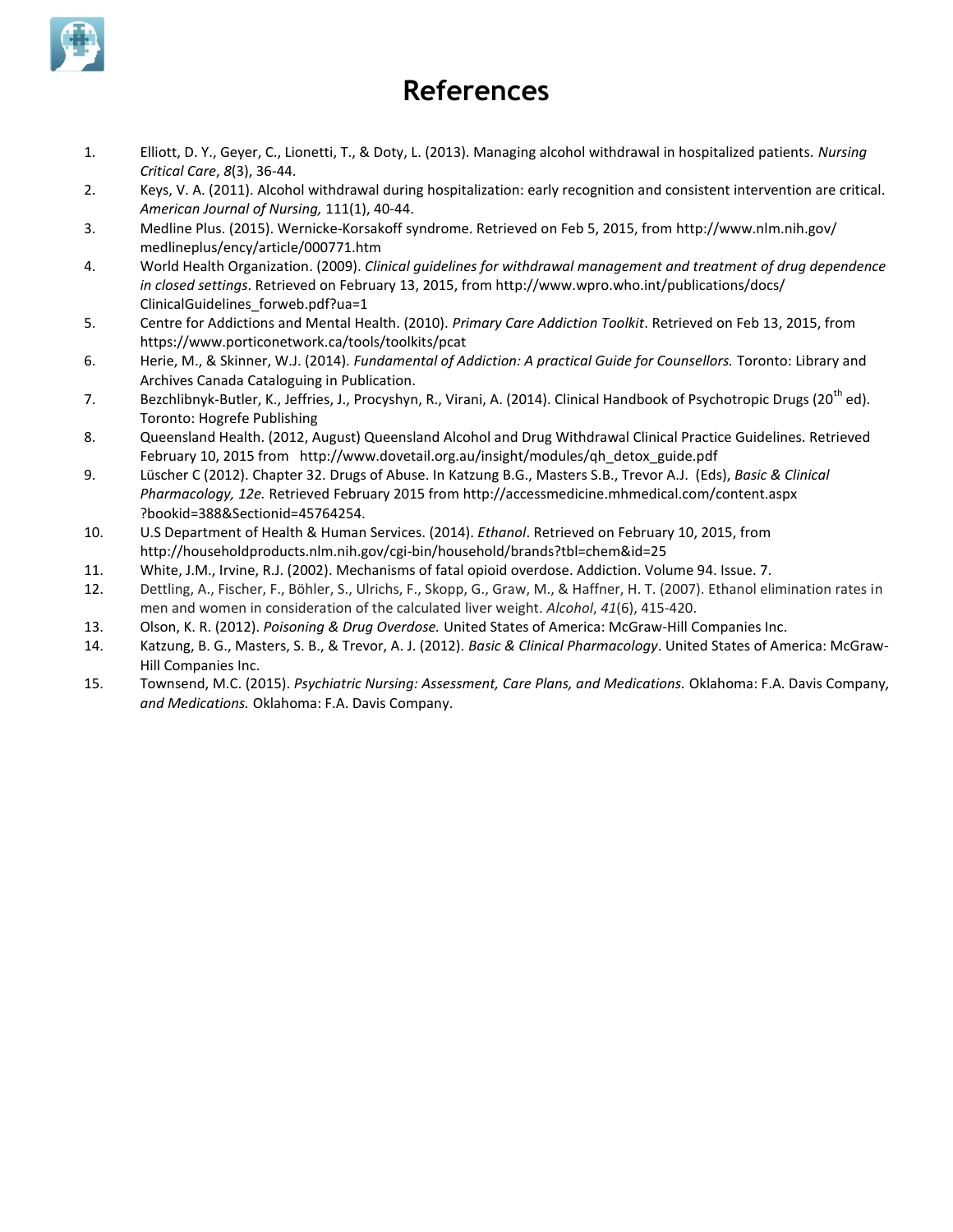# References

1. Elliott, D. Y., Geyer, C., Lionetti, T., & Doty, L. (2013). Managing alcohol withdrawal in hospitalized patients. *Nursing Critical Care*, *8*(3), 36-44.
2. Keys, V. A. (2011). Alcohol withdrawal during hospitalization: early recognition and consistent intervention are critical. *American Journal of Nursing,* 111(1), 40-44.
3. Medline Plus. (2015). Wernicke-Korsakoff syndrome. Retrieved on Feb 5, 2015, from http://www.nlm.nih.gov/medlineplus/ency/article/000771.htm
4. World Health Organization. (2009). *Clinical guidelines for withdrawal management and treatment of drug dependence in closed settings*. Retrieved on February 13, 2015, from http://www.wpro.who.int/publications/docs/ClinicalGuidelines_forweb.pdf?ua=1
5. Centre for Addictions and Mental Health. (2010). *Primary Care Addiction Toolkit*. Retrieved on Feb 13, 2015, from https://www.porticonetwork.ca/tools/toolkits/pcat
6. Herie, M., & Skinner, W.J. (2014). *Fundamental of Addiction: A practical Guide for Counsellors.* Toronto: Library and Archives Canada Cataloguing in Publication.
7. Bezchlibnyk-Butler, K., Jeffries, J., Procyshyn, R., Virani, A. (2014). Clinical Handbook of Psychotropic Drugs (20th ed). Toronto: Hogrefe Publishing
8. Queensland Health. (2012, August) Queensland Alcohol and Drug Withdrawal Clinical Practice Guidelines. Retrieved February 10, 2015 from http://www.dovetail.org.au/insight/modules/qh_detox_guide.pdf
9. Lüscher C (2012). Chapter 32. Drugs of Abuse. In Katzung B.G., Masters S.B., Trevor A.J. (Eds), *Basic & Clinical Pharmacology, 12e.* Retrieved February 2015 from http://accessmedicine.mhmedical.com/content.aspx?bookid=388&Sectionid=45764254.
10. U.S Department of Health & Human Services. (2014). *Ethanol*. Retrieved on February 10, 2015, from http://householdproducts.nlm.nih.gov/cgi-bin/household/brands?tbl=chem&id=25
11. White, J.M., Irvine, R.J. (2002). Mechanisms of fatal opioid overdose. Addiction. Volume 94. Issue. 7.
12. Dettling, A., Fischer, F., Böhler, S., Ulrichs, F., Skopp, G., Graw, M., & Haffner, H. T. (2007). Ethanol elimination rates in men and women in consideration of the calculated liver weight. *Alcohol*, *41*(6), 415-420.
13. Olson, K. R. (2012). *Poisoning & Drug Overdose.* United States of America: McGraw-Hill Companies Inc.
14. Katzung, B. G., Masters, S. B., & Trevor, A. J. (2012). *Basic & Clinical Pharmacology*. United States of America: McGraw-Hill Companies Inc.
15. Townsend, M.C. (2015). *Psychiatric Nursing: Assessment, Care Plans, and Medications.* Oklahoma: F.A. Davis Company*, and Medications.* Oklahoma: F.A. Davis Company.